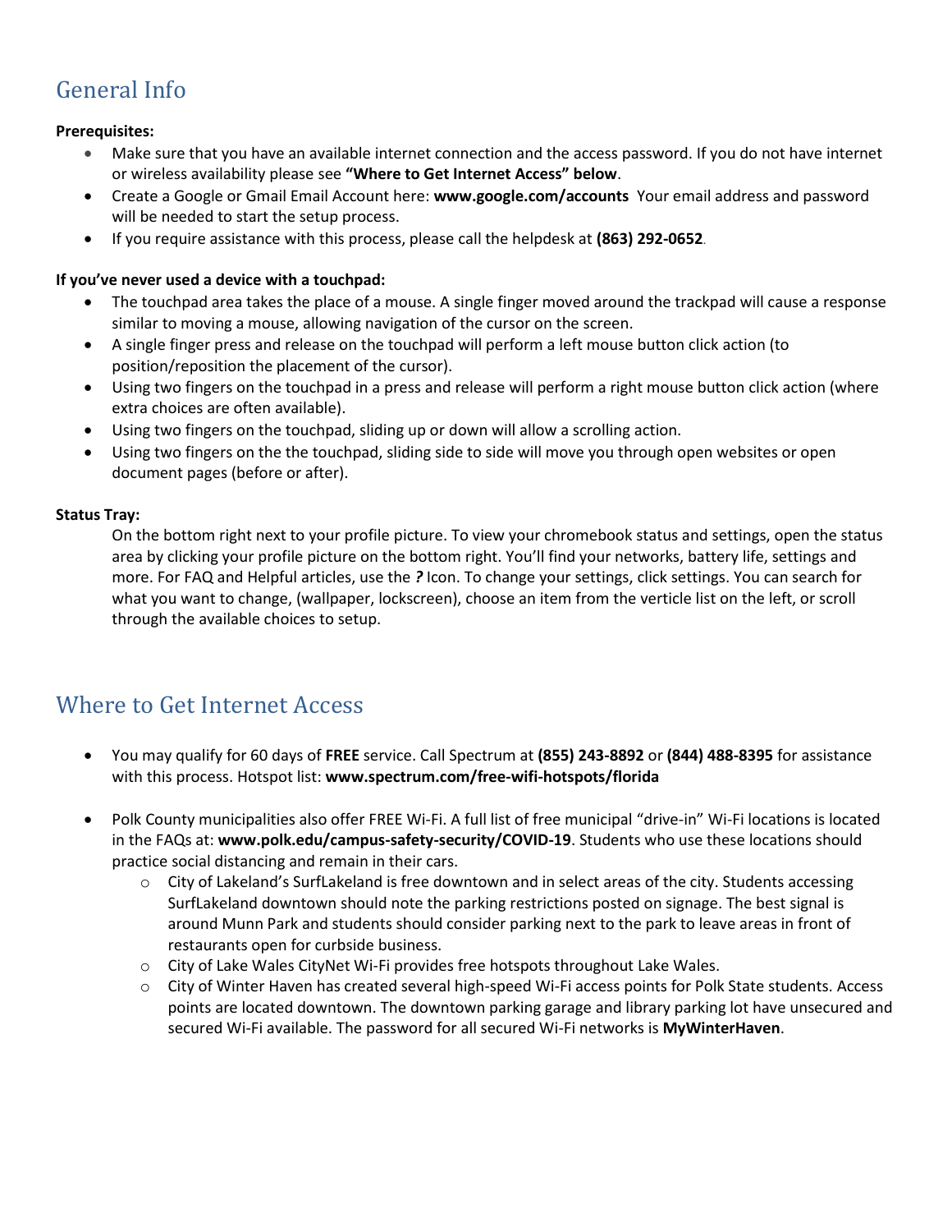## General Info

**Prerequisites:**

- Make sure that you have an available internet connection and the access password. If you do not have internet or wireless availability please see **"Where to Get Internet Access" below**.
- Create a Google or Gmail Email Account here: **www.google.com/accounts** Your email address and password will be needed to start the setup process.
- If you require assistance with this process, please call the helpdesk at **(863) 292-0652**.

**If you've never used a device with a touchpad:**

- The touchpad area takes the place of a mouse. A single finger moved around the trackpad will cause a response similar to moving a mouse, allowing navigation of the cursor on the screen.
- A single finger press and release on the touchpad will perform a left mouse button click action (to position/reposition the placement of the cursor).
- Using two fingers on the touchpad in a press and release will perform a right mouse button click action (where extra choices are often available).
- Using two fingers on the touchpad, sliding up or down will allow a scrolling action.
- Using two fingers on the the touchpad, sliding side to side will move you through open websites or open document pages (before or after).

**Status Tray:**

On the bottom right next to your profile picture. To view your chromebook status and settings, open the status area by clicking your profile picture on the bottom right. You'll find your networks, battery life, settings and more. For FAQ and Helpful articles, use the ***?*** Icon. To change your settings, click settings. You can search for what you want to change, (wallpaper, lockscreen), choose an item from the verticle list on the left, or scroll through the available choices to setup.

## Where to Get Internet Access

- You may qualify for 60 days of **FREE** service. Call Spectrum at **(855) 243-8892** or **(844) 488-8395** for assistance with this process. Hotspot list: **www.spectrum.com/free-wifi-hotspots/florida**

- Polk County municipalities also offer FREE Wi-Fi. A full list of free municipal "drive-in" Wi-Fi locations is located in the FAQs at: **www.polk.edu/campus-safety-security/COVID-19**. Students who use these locations should practice social distancing and remain in their cars.
  - City of Lakeland's SurfLakeland is free downtown and in select areas of the city. Students accessing SurfLakeland downtown should note the parking restrictions posted on signage. The best signal is around Munn Park and students should consider parking next to the park to leave areas in front of restaurants open for curbside business.
  - City of Lake Wales CityNet Wi-Fi provides free hotspots throughout Lake Wales.
  - City of Winter Haven has created several high-speed Wi-Fi access points for Polk State students. Access points are located downtown. The downtown parking garage and library parking lot have unsecured and secured Wi-Fi available. The password for all secured Wi-Fi networks is **MyWinterHaven**.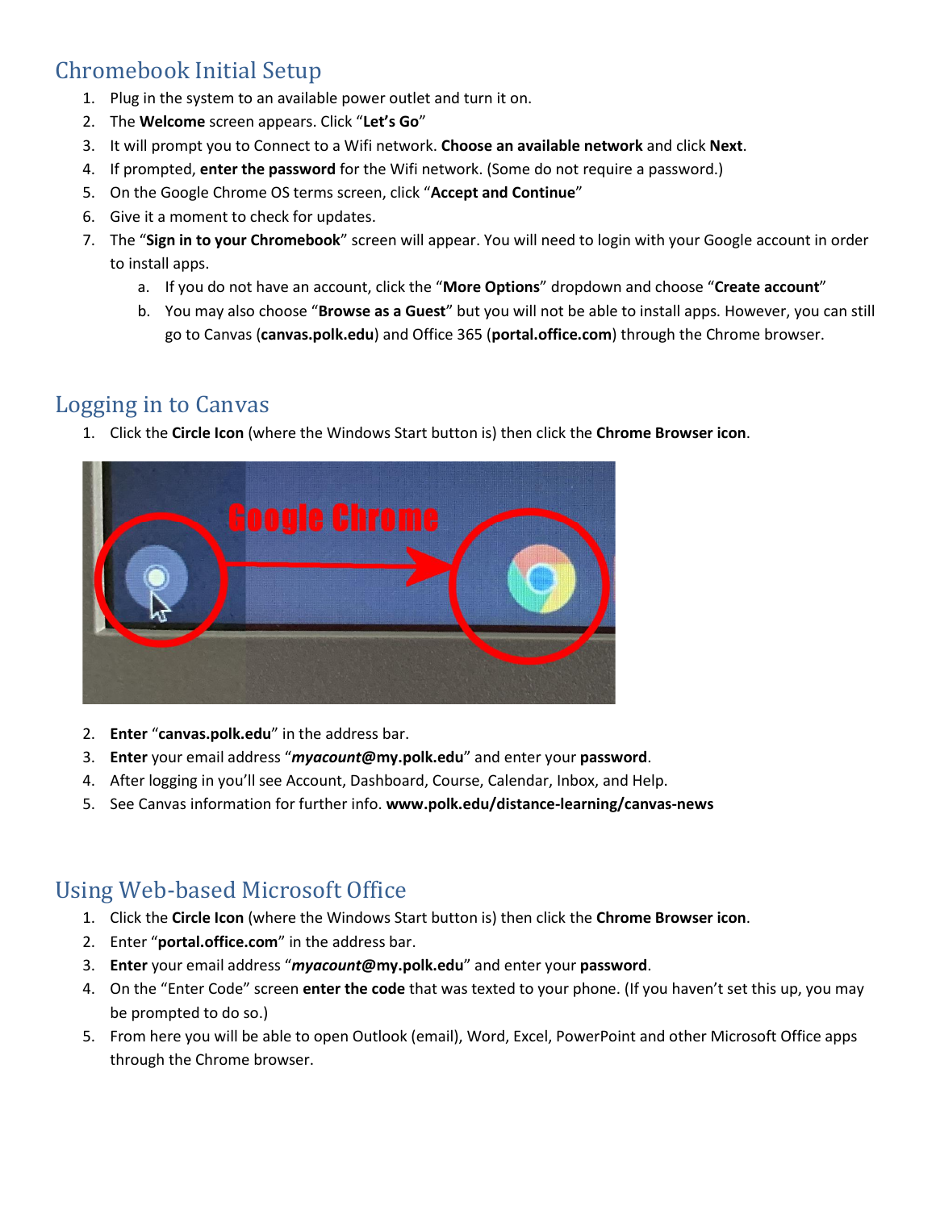## Chromebook Initial Setup

1. Plug in the system to an available power outlet and turn it on.
2. The **Welcome** screen appears. Click "**Let's Go**"
3. It will prompt you to Connect to a Wifi network. **Choose an available network** and click **Next**.
4. If prompted, **enter the password** for the Wifi network. (Some do not require a password.)
5. On the Google Chrome OS terms screen, click "**Accept and Continue**"
6. Give it a moment to check for updates.
7. The "**Sign in to your Chromebook**" screen will appear. You will need to login with your Google account in order to install apps.
   a. If you do not have an account, click the "**More Options**" dropdown and choose "**Create account**"
   b. You may also choose "**Browse as a Guest**" but you will not be able to install apps. However, you can still go to Canvas (**canvas.polk.edu**) and Office 365 (**portal.office.com**) through the Chrome browser.

## Logging in to Canvas

1. Click the **Circle Icon** (where the Windows Start button is) then click the **Chrome Browser icon**.
2. **Enter** "**canvas.polk.edu**" in the address bar.
3. **Enter** your email address "***myacount*@my.polk.edu**" and enter your **password**.
4. After logging in you'll see Account, Dashboard, Course, Calendar, Inbox, and Help.
5. See Canvas information for further info. **www.polk.edu/distance-learning/canvas-news**

## Using Web-based Microsoft Office

1. Click the **Circle Icon** (where the Windows Start button is) then click the **Chrome Browser icon**.
2. Enter "**portal.office.com**" in the address bar.
3. **Enter** your email address "***myacount*@my.polk.edu**" and enter your **password**.
4. On the "Enter Code" screen **enter the code** that was texted to your phone. (If you haven't set this up, you may be prompted to do so.)
5. From here you will be able to open Outlook (email), Word, Excel, PowerPoint and other Microsoft Office apps through the Chrome browser.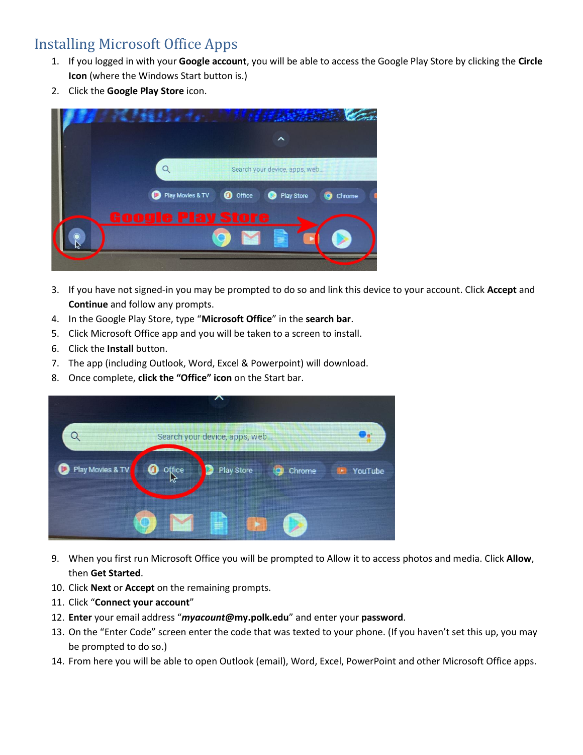## Installing Microsoft Office Apps

1. If you logged in with your **Google account**, you will be able to access the Google Play Store by clicking the **Circle Icon** (where the Windows Start button is.)
2. Click the **Google Play Store** icon.
3. If you have not signed-in you may be prompted to do so and link this device to your account. Click **Accept** and **Continue** and follow any prompts.
4. In the Google Play Store, type "**Microsoft Office**" in the **search bar**.
5. Click Microsoft Office app and you will be taken to a screen to install.
6. Click the **Install** button.
7. The app (including Outlook, Word, Excel & Powerpoint) will download.
8. Once complete, **click the "Office" icon** on the Start bar.
9. When you first run Microsoft Office you will be prompted to Allow it to access photos and media. Click **Allow**, then **Get Started**.
10. Click **Next** or **Accept** on the remaining prompts.
11. Click "**Connect your account**"
12. **Enter** your email address "***myacount*@my.polk.edu**" and enter your **password**.
13. On the "Enter Code" screen enter the code that was texted to your phone. (If you haven't set this up, you may be prompted to do so.)
14. From here you will be able to open Outlook (email), Word, Excel, PowerPoint and other Microsoft Office apps.